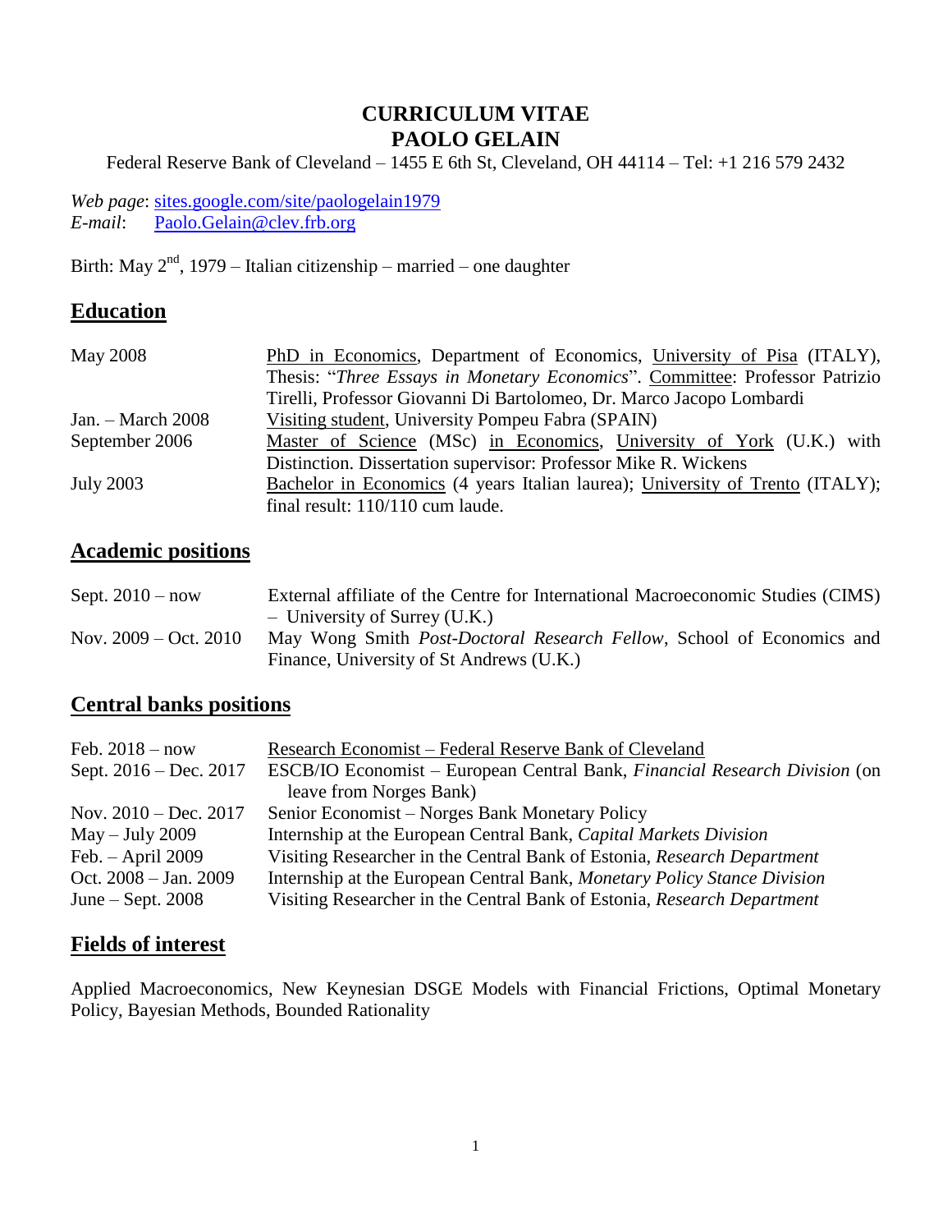# CURRICULUM VITAE
# PAOLO GELAIN

Federal Reserve Bank of Cleveland – 1455 E 6th St, Cleveland, OH 44114 – Tel: +1 216 579 2432

*Web page*: sites.google.com/site/paologelain1979
*E-mail*: Paolo.Gelain@clev.frb.org

Birth: May 2nd, 1979 – Italian citizenship – married – one daughter

## Education

| | |
|---|---|
| May 2008 | PhD in Economics, Department of Economics, University of Pisa (ITALY), Thesis: "*Three Essays in Monetary Economics*". Committee: Professor Patrizio Tirelli, Professor Giovanni Di Bartolomeo, Dr. Marco Jacopo Lombardi |
| Jan. – March 2008 | Visiting student, University Pompeu Fabra (SPAIN) |
| September 2006 | Master of Science (MSc) in Economics, University of York (U.K.) with Distinction. Dissertation supervisor: Professor Mike R. Wickens |
| July 2003 | Bachelor in Economics (4 years Italian laurea); University of Trento (ITALY); final result: 110/110 cum laude. |

## Academic positions

| | |
|---|---|
| Sept. 2010 – now | External affiliate of the Centre for International Macroeconomic Studies (CIMS) – University of Surrey (U.K.) |
| Nov. 2009 – Oct. 2010 | May Wong Smith *Post-Doctoral Research Fellow*, School of Economics and Finance, University of St Andrews (U.K.) |

## Central banks positions

| | |
|---|---|
| Feb. 2018 – now | Research Economist – Federal Reserve Bank of Cleveland |
| Sept. 2016 – Dec. 2017 | ESCB/IO Economist – European Central Bank, *Financial Research Division* (on leave from Norges Bank) |
| Nov. 2010 – Dec. 2017 | Senior Economist – Norges Bank Monetary Policy |
| May – July 2009 | Internship at the European Central Bank, *Capital Markets Division* |
| Feb. – April 2009 | Visiting Researcher in the Central Bank of Estonia, *Research Department* |
| Oct. 2008 – Jan. 2009 | Internship at the European Central Bank, *Monetary Policy Stance Division* |
| June – Sept. 2008 | Visiting Researcher in the Central Bank of Estonia, *Research Department* |

## Fields of interest

Applied Macroeconomics, New Keynesian DSGE Models with Financial Frictions, Optimal Monetary Policy, Bayesian Methods, Bounded Rationality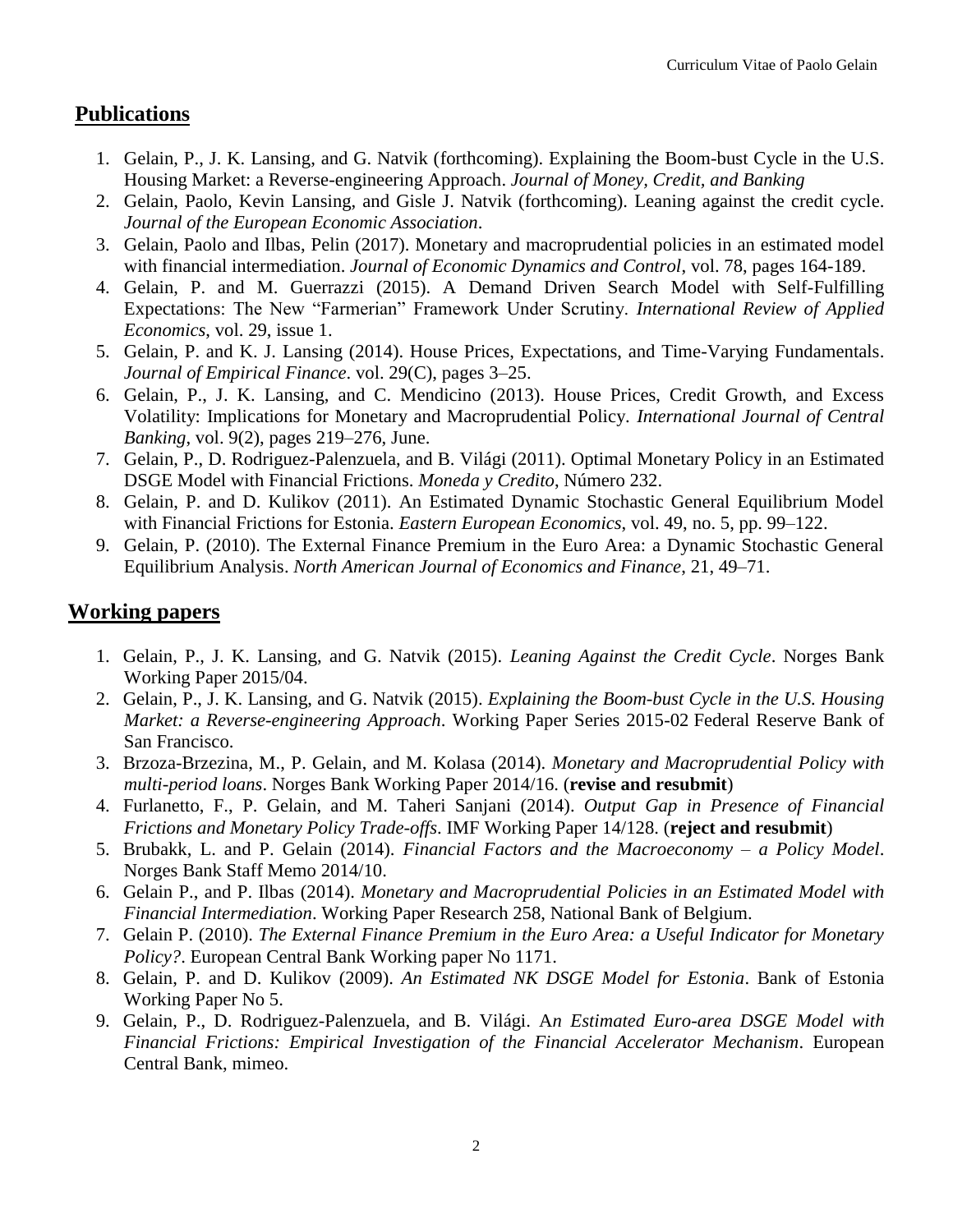## Publications

1. Gelain, P., J. K. Lansing, and G. Natvik (forthcoming). Explaining the Boom-bust Cycle in the U.S. Housing Market: a Reverse-engineering Approach. *Journal of Money, Credit, and Banking*
2. Gelain, Paolo, Kevin Lansing, and Gisle J. Natvik (forthcoming). Leaning against the credit cycle. *Journal of the European Economic Association*.
3. Gelain, Paolo and Ilbas, Pelin (2017). Monetary and macroprudential policies in an estimated model with financial intermediation. *Journal of Economic Dynamics and Control*, vol. 78, pages 164-189.
4. Gelain, P. and M. Guerrazzi (2015). A Demand Driven Search Model with Self-Fulfilling Expectations: The New "Farmerian" Framework Under Scrutiny. *International Review of Applied Economics*, vol. 29, issue 1.
5. Gelain, P. and K. J. Lansing (2014). House Prices, Expectations, and Time-Varying Fundamentals. *Journal of Empirical Finance*. vol. 29(C), pages 3–25.
6. Gelain, P., J. K. Lansing, and C. Mendicino (2013). House Prices, Credit Growth, and Excess Volatility: Implications for Monetary and Macroprudential Policy. *International Journal of Central Banking*, vol. 9(2), pages 219–276, June.
7. Gelain, P., D. Rodriguez-Palenzuela, and B. Világi (2011). Optimal Monetary Policy in an Estimated DSGE Model with Financial Frictions. *Moneda y Credito*, Número 232.
8. Gelain, P. and D. Kulikov (2011). An Estimated Dynamic Stochastic General Equilibrium Model with Financial Frictions for Estonia. *Eastern European Economics*, vol. 49, no. 5, pp. 99–122.
9. Gelain, P. (2010). The External Finance Premium in the Euro Area: a Dynamic Stochastic General Equilibrium Analysis. *North American Journal of Economics and Finance*, 21, 49–71.

## Working papers

1. Gelain, P., J. K. Lansing, and G. Natvik (2015). *Leaning Against the Credit Cycle*. Norges Bank Working Paper 2015/04.
2. Gelain, P., J. K. Lansing, and G. Natvik (2015). *Explaining the Boom-bust Cycle in the U.S. Housing Market: a Reverse-engineering Approach*. Working Paper Series 2015-02 Federal Reserve Bank of San Francisco.
3. Brzoza-Brzezina, M., P. Gelain, and M. Kolasa (2014). *Monetary and Macroprudential Policy with multi-period loans*. Norges Bank Working Paper 2014/16. (**revise and resubmit**)
4. Furlanetto, F., P. Gelain, and M. Taheri Sanjani (2014). *Output Gap in Presence of Financial Frictions and Monetary Policy Trade-offs*. IMF Working Paper 14/128. (**reject and resubmit**)
5. Brubakk, L. and P. Gelain (2014). *Financial Factors and the Macroeconomy – a Policy Model*. Norges Bank Staff Memo 2014/10.
6. Gelain P., and P. Ilbas (2014). *Monetary and Macroprudential Policies in an Estimated Model with Financial Intermediation*. Working Paper Research 258, National Bank of Belgium.
7. Gelain P. (2010). *The External Finance Premium in the Euro Area: a Useful Indicator for Monetary Policy?*. European Central Bank Working paper No 1171.
8. Gelain, P. and D. Kulikov (2009). *An Estimated NK DSGE Model for Estonia*. Bank of Estonia Working Paper No 5.
9. Gelain, P., D. Rodriguez-Palenzuela, and B. Világi. A*n Estimated Euro-area DSGE Model with Financial Frictions: Empirical Investigation of the Financial Accelerator Mechanism*. European Central Bank, mimeo.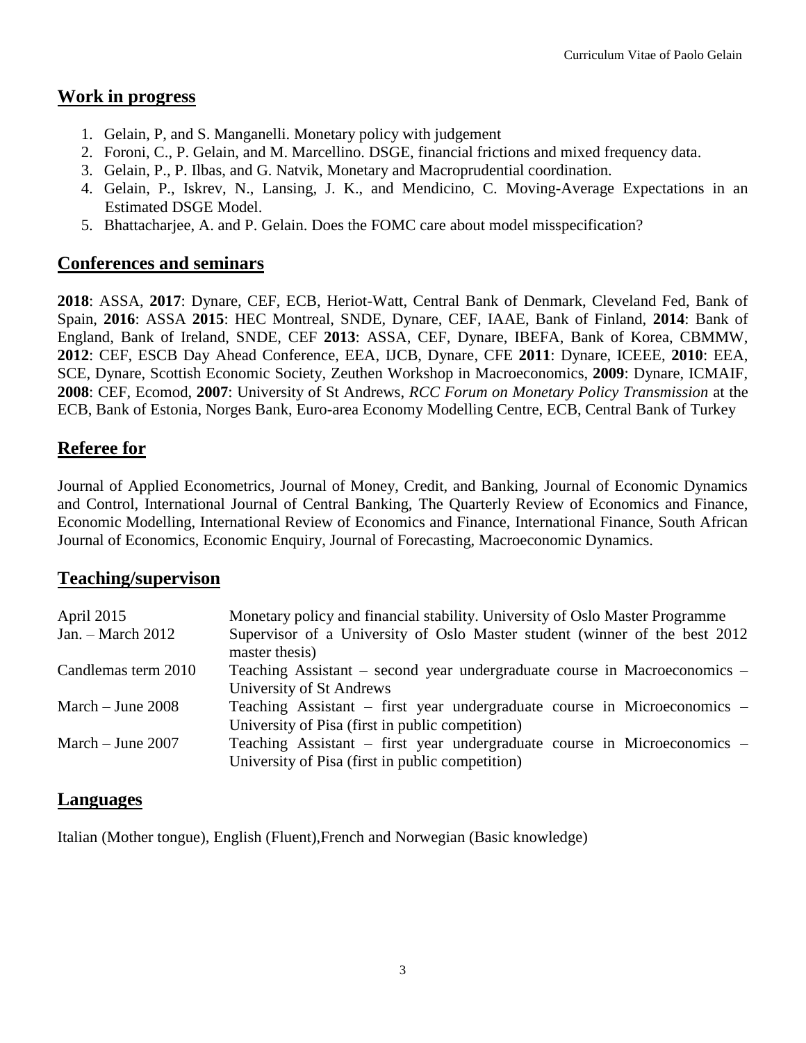## Work in progress

1. Gelain, P, and S. Manganelli. Monetary policy with judgement
2. Foroni, C., P. Gelain, and M. Marcellino. DSGE, financial frictions and mixed frequency data.
3. Gelain, P., P. Ilbas, and G. Natvik, Monetary and Macroprudential coordination.
4. Gelain, P., Iskrev, N., Lansing, J. K., and Mendicino, C. Moving-Average Expectations in an Estimated DSGE Model.
5. Bhattacharjee, A. and P. Gelain. Does the FOMC care about model misspecification?

## Conferences and seminars

**2018**: ASSA, **2017**: Dynare, CEF, ECB, Heriot-Watt, Central Bank of Denmark, Cleveland Fed, Bank of Spain, **2016**: ASSA **2015**: HEC Montreal, SNDE, Dynare, CEF, IAAE, Bank of Finland, **2014**: Bank of England, Bank of Ireland, SNDE, CEF **2013**: ASSA, CEF, Dynare, IBEFA, Bank of Korea, CBMMW, **2012**: CEF, ESCB Day Ahead Conference, EEA, IJCB, Dynare, CFE **2011**: Dynare, ICEEE, **2010**: EEA, SCE, Dynare, Scottish Economic Society, Zeuthen Workshop in Macroeconomics, **2009**: Dynare, ICMAIF, **2008**: CEF, Ecomod, **2007**: University of St Andrews, *RCC Forum on Monetary Policy Transmission* at the ECB, Bank of Estonia, Norges Bank, Euro-area Economy Modelling Centre, ECB, Central Bank of Turkey

## Referee for

Journal of Applied Econometrics, Journal of Money, Credit, and Banking, Journal of Economic Dynamics and Control, International Journal of Central Banking, The Quarterly Review of Economics and Finance, Economic Modelling, International Review of Economics and Finance, International Finance, South African Journal of Economics, Economic Enquiry, Journal of Forecasting, Macroeconomic Dynamics.

## Teaching/supervison

| | |
|---|---|
| April 2015 | Monetary policy and financial stability. University of Oslo Master Programme |
| Jan. – March 2012 | Supervisor of a University of Oslo Master student (winner of the best 2012 master thesis) |
| Candlemas term 2010 | Teaching Assistant – second year undergraduate course in Macroeconomics – University of St Andrews |
| March – June 2008 | Teaching Assistant – first year undergraduate course in Microeconomics – University of Pisa (first in public competition) |
| March – June 2007 | Teaching Assistant – first year undergraduate course in Microeconomics – University of Pisa (first in public competition) |

## Languages

Italian (Mother tongue), English (Fluent),French and Norwegian (Basic knowledge)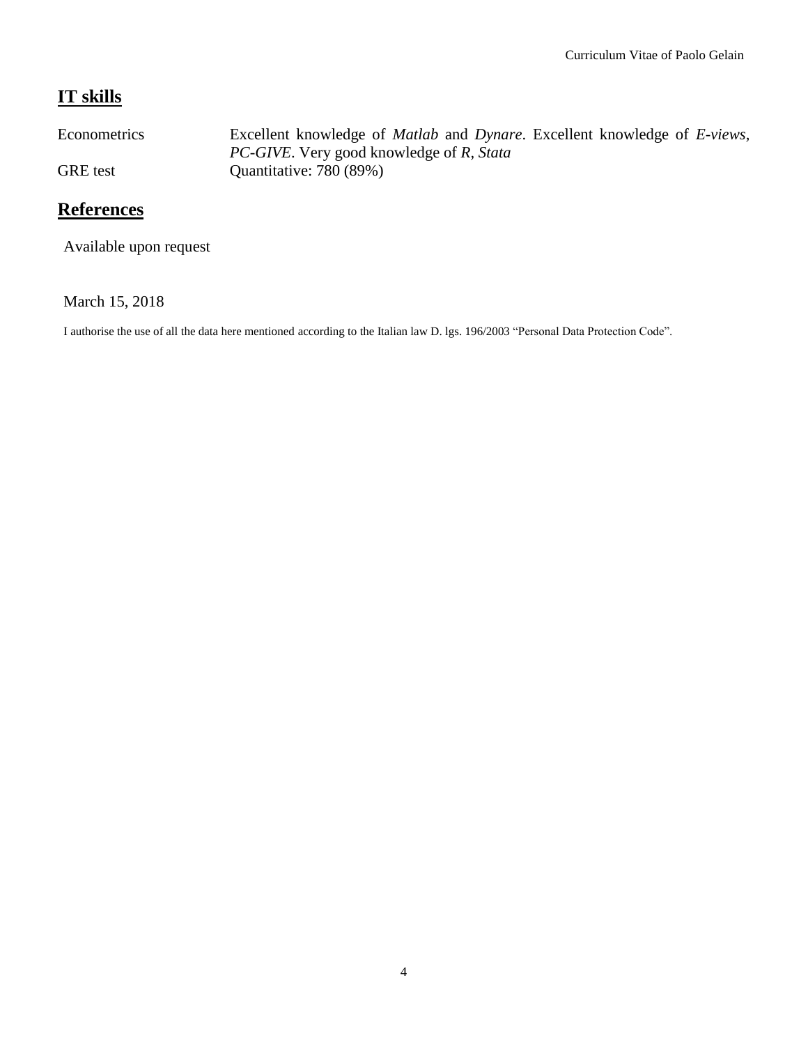## IT skills

| | |
|---|---|
| Econometrics | Excellent knowledge of *Matlab* and *Dynare*. Excellent knowledge of *E-views, PC-GIVE*. Very good knowledge of *R, Stata* |
| GRE test | Quantitative: 780 (89%) |

## References

Available upon request

March 15, 2018

I authorise the use of all the data here mentioned according to the Italian law D. lgs. 196/2003 "Personal Data Protection Code".